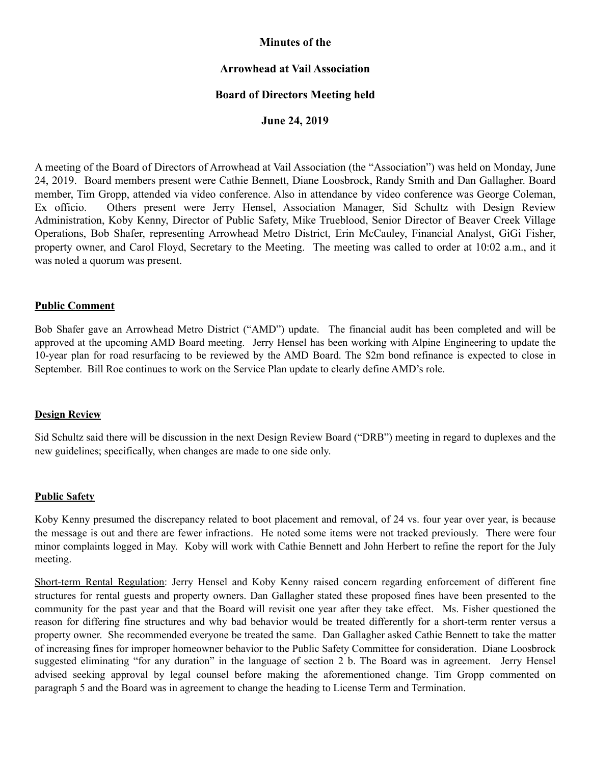**Minutes of the**

**Arrowhead at Vail Association**

**Board of Directors Meeting held**

**June 24, 2019**

A meeting of the Board of Directors of Arrowhead at Vail Association (the "Association") was held on Monday, June 24, 2019. Board members present were Cathie Bennett, Diane Loosbrock, Randy Smith and Dan Gallagher. Board member, Tim Gropp, attended via video conference. Also in attendance by video conference was George Coleman, Ex officio. Others present were Jerry Hensel, Association Manager, Sid Schultz with Design Review Administration, Koby Kenny, Director of Public Safety, Mike Trueblood, Senior Director of Beaver Creek Village Operations, Bob Shafer, representing Arrowhead Metro District, Erin McCauley, Financial Analyst, GiGi Fisher, property owner, and Carol Floyd, Secretary to the Meeting. The meeting was called to order at 10:02 a.m., and it was noted a quorum was present.

**Public Comment**

Bob Shafer gave an Arrowhead Metro District ("AMD") update. The financial audit has been completed and will be approved at the upcoming AMD Board meeting. Jerry Hensel has been working with Alpine Engineering to update the 10-year plan for road resurfacing to be reviewed by the AMD Board. The $2m bond refinance is expected to close in September. Bill Roe continues to work on the Service Plan update to clearly define AMD's role.

**Design Review**

Sid Schultz said there will be discussion in the next Design Review Board ("DRB") meeting in regard to duplexes and the new guidelines; specifically, when changes are made to one side only.

**Public Safety**

Koby Kenny presumed the discrepancy related to boot placement and removal, of 24 vs. four year over year, is because the message is out and there are fewer infractions. He noted some items were not tracked previously. There were four minor complaints logged in May. Koby will work with Cathie Bennett and John Herbert to refine the report for the July meeting.

Short-term Rental Regulation: Jerry Hensel and Koby Kenny raised concern regarding enforcement of different fine structures for rental guests and property owners. Dan Gallagher stated these proposed fines have been presented to the community for the past year and that the Board will revisit one year after they take effect. Ms. Fisher questioned the reason for differing fine structures and why bad behavior would be treated differently for a short-term renter versus a property owner. She recommended everyone be treated the same. Dan Gallagher asked Cathie Bennett to take the matter of increasing fines for improper homeowner behavior to the Public Safety Committee for consideration. Diane Loosbrock suggested eliminating "for any duration" in the language of section 2 b. The Board was in agreement. Jerry Hensel advised seeking approval by legal counsel before making the aforementioned change. Tim Gropp commented on paragraph 5 and the Board was in agreement to change the heading to License Term and Termination.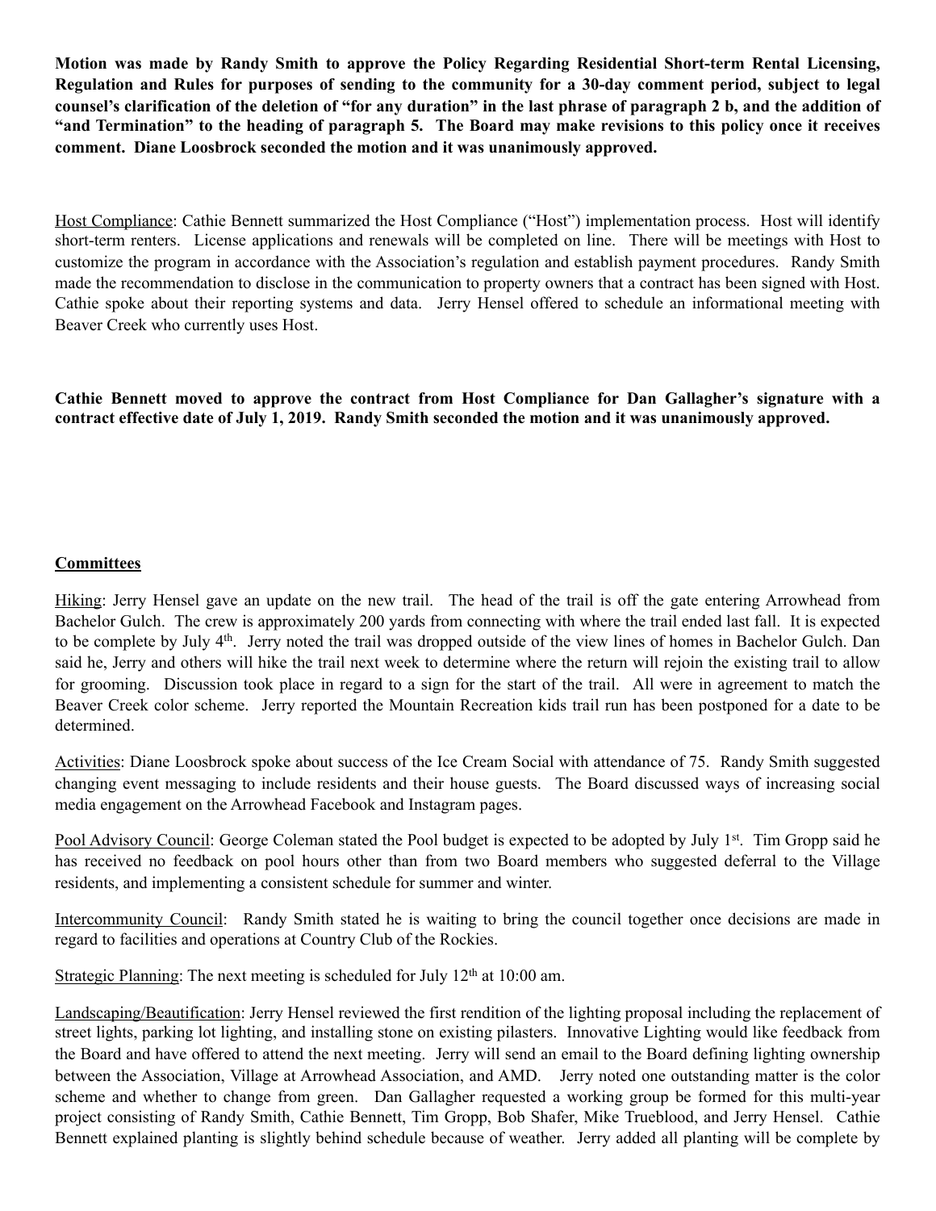**Motion was made by Randy Smith to approve the Policy Regarding Residential Short-term Rental Licensing, Regulation and Rules for purposes of sending to the community for a 30-day comment period, subject to legal counsel's clarification of the deletion of "for any duration" in the last phrase of paragraph 2 b, and the addition of "and Termination" to the heading of paragraph 5. The Board may make revisions to this policy once it receives comment. Diane Loosbrock seconded the motion and it was unanimously approved.**

Host Compliance: Cathie Bennett summarized the Host Compliance ("Host") implementation process. Host will identify short-term renters. License applications and renewals will be completed on line. There will be meetings with Host to customize the program in accordance with the Association's regulation and establish payment procedures. Randy Smith made the recommendation to disclose in the communication to property owners that a contract has been signed with Host. Cathie spoke about their reporting systems and data. Jerry Hensel offered to schedule an informational meeting with Beaver Creek who currently uses Host.

**Cathie Bennett moved to approve the contract from Host Compliance for Dan Gallagher's signature with a contract effective date of July 1, 2019. Randy Smith seconded the motion and it was unanimously approved.**

## Committees

Hiking: Jerry Hensel gave an update on the new trail. The head of the trail is off the gate entering Arrowhead from Bachelor Gulch. The crew is approximately 200 yards from connecting with where the trail ended last fall. It is expected to be complete by July 4th. Jerry noted the trail was dropped outside of the view lines of homes in Bachelor Gulch. Dan said he, Jerry and others will hike the trail next week to determine where the return will rejoin the existing trail to allow for grooming. Discussion took place in regard to a sign for the start of the trail. All were in agreement to match the Beaver Creek color scheme. Jerry reported the Mountain Recreation kids trail run has been postponed for a date to be determined.

Activities: Diane Loosbrock spoke about success of the Ice Cream Social with attendance of 75. Randy Smith suggested changing event messaging to include residents and their house guests. The Board discussed ways of increasing social media engagement on the Arrowhead Facebook and Instagram pages.

Pool Advisory Council: George Coleman stated the Pool budget is expected to be adopted by July 1st. Tim Gropp said he has received no feedback on pool hours other than from two Board members who suggested deferral to the Village residents, and implementing a consistent schedule for summer and winter.

Intercommunity Council: Randy Smith stated he is waiting to bring the council together once decisions are made in regard to facilities and operations at Country Club of the Rockies.

Strategic Planning: The next meeting is scheduled for July 12th at 10:00 am.

Landscaping/Beautification: Jerry Hensel reviewed the first rendition of the lighting proposal including the replacement of street lights, parking lot lighting, and installing stone on existing pilasters. Innovative Lighting would like feedback from the Board and have offered to attend the next meeting. Jerry will send an email to the Board defining lighting ownership between the Association, Village at Arrowhead Association, and AMD. Jerry noted one outstanding matter is the color scheme and whether to change from green. Dan Gallagher requested a working group be formed for this multi-year project consisting of Randy Smith, Cathie Bennett, Tim Gropp, Bob Shafer, Mike Trueblood, and Jerry Hensel. Cathie Bennett explained planting is slightly behind schedule because of weather. Jerry added all planting will be complete by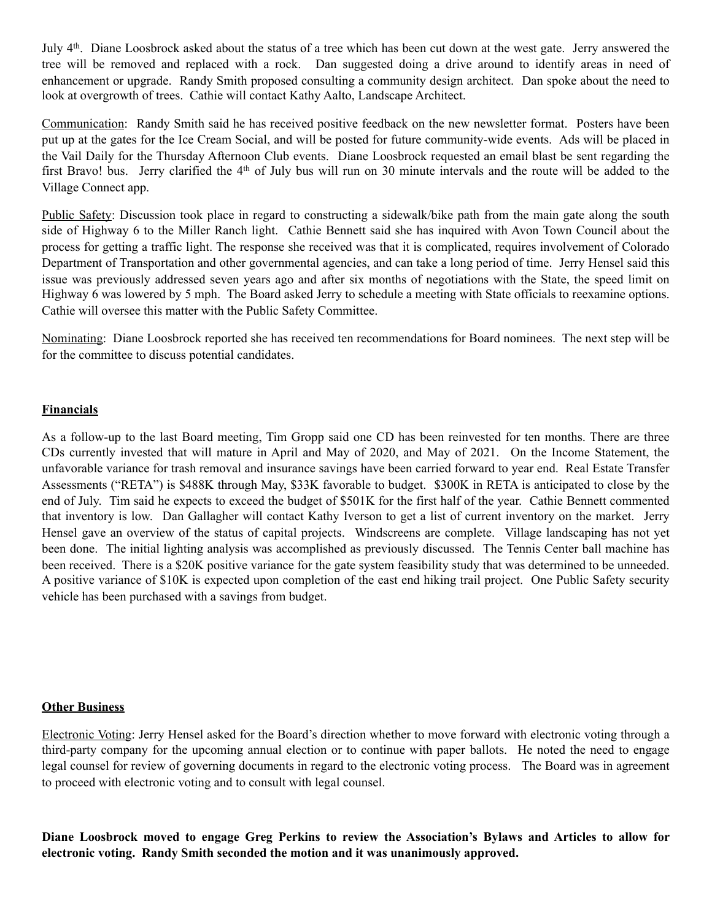July 4th. Diane Loosbrock asked about the status of a tree which has been cut down at the west gate. Jerry answered the tree will be removed and replaced with a rock. Dan suggested doing a drive around to identify areas in need of enhancement or upgrade. Randy Smith proposed consulting a community design architect. Dan spoke about the need to look at overgrowth of trees. Cathie will contact Kathy Aalto, Landscape Architect.

Communication: Randy Smith said he has received positive feedback on the new newsletter format. Posters have been put up at the gates for the Ice Cream Social, and will be posted for future community-wide events. Ads will be placed in the Vail Daily for the Thursday Afternoon Club events. Diane Loosbrock requested an email blast be sent regarding the first Bravo! bus. Jerry clarified the 4th of July bus will run on 30 minute intervals and the route will be added to the Village Connect app.

Public Safety: Discussion took place in regard to constructing a sidewalk/bike path from the main gate along the south side of Highway 6 to the Miller Ranch light. Cathie Bennett said she has inquired with Avon Town Council about the process for getting a traffic light. The response she received was that it is complicated, requires involvement of Colorado Department of Transportation and other governmental agencies, and can take a long period of time. Jerry Hensel said this issue was previously addressed seven years ago and after six months of negotiations with the State, the speed limit on Highway 6 was lowered by 5 mph. The Board asked Jerry to schedule a meeting with State officials to reexamine options. Cathie will oversee this matter with the Public Safety Committee.

Nominating: Diane Loosbrock reported she has received ten recommendations for Board nominees. The next step will be for the committee to discuss potential candidates.

**Financials**

As a follow-up to the last Board meeting, Tim Gropp said one CD has been reinvested for ten months. There are three CDs currently invested that will mature in April and May of 2020, and May of 2021. On the Income Statement, the unfavorable variance for trash removal and insurance savings have been carried forward to year end. Real Estate Transfer Assessments ("RETA") is $488K through May, $33K favorable to budget. $300K in RETA is anticipated to close by the end of July. Tim said he expects to exceed the budget of $501K for the first half of the year. Cathie Bennett commented that inventory is low. Dan Gallagher will contact Kathy Iverson to get a list of current inventory on the market. Jerry Hensel gave an overview of the status of capital projects. Windscreens are complete. Village landscaping has not yet been done. The initial lighting analysis was accomplished as previously discussed. The Tennis Center ball machine has been received. There is a $20K positive variance for the gate system feasibility study that was determined to be unneeded. A positive variance of $10K is expected upon completion of the east end hiking trail project. One Public Safety security vehicle has been purchased with a savings from budget.

**Other Business**

Electronic Voting: Jerry Hensel asked for the Board's direction whether to move forward with electronic voting through a third-party company for the upcoming annual election or to continue with paper ballots. He noted the need to engage legal counsel for review of governing documents in regard to the electronic voting process. The Board was in agreement to proceed with electronic voting and to consult with legal counsel.

**Diane Loosbrock moved to engage Greg Perkins to review the Association's Bylaws and Articles to allow for electronic voting. Randy Smith seconded the motion and it was unanimously approved.**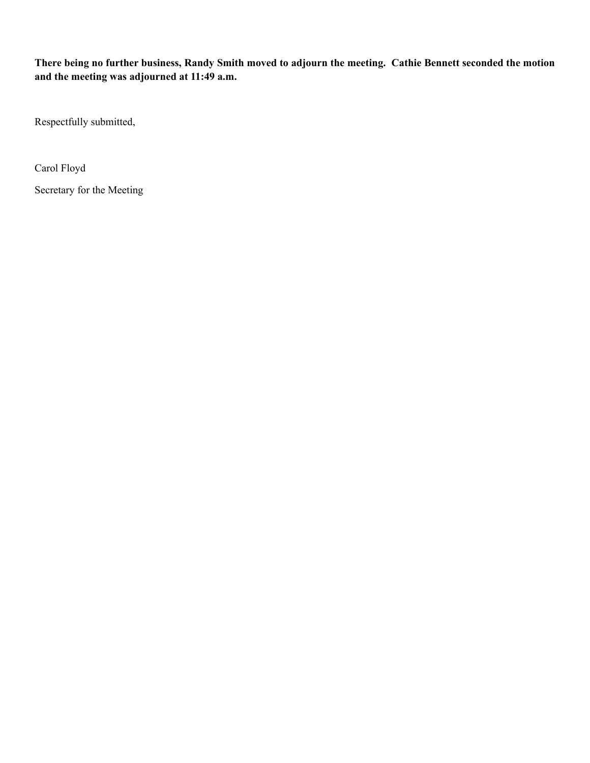**There being no further business, Randy Smith moved to adjourn the meeting.  Cathie Bennett seconded the motion and the meeting was adjourned at 11:49 a.m.**

Respectfully submitted,

Carol Floyd

Secretary for the Meeting